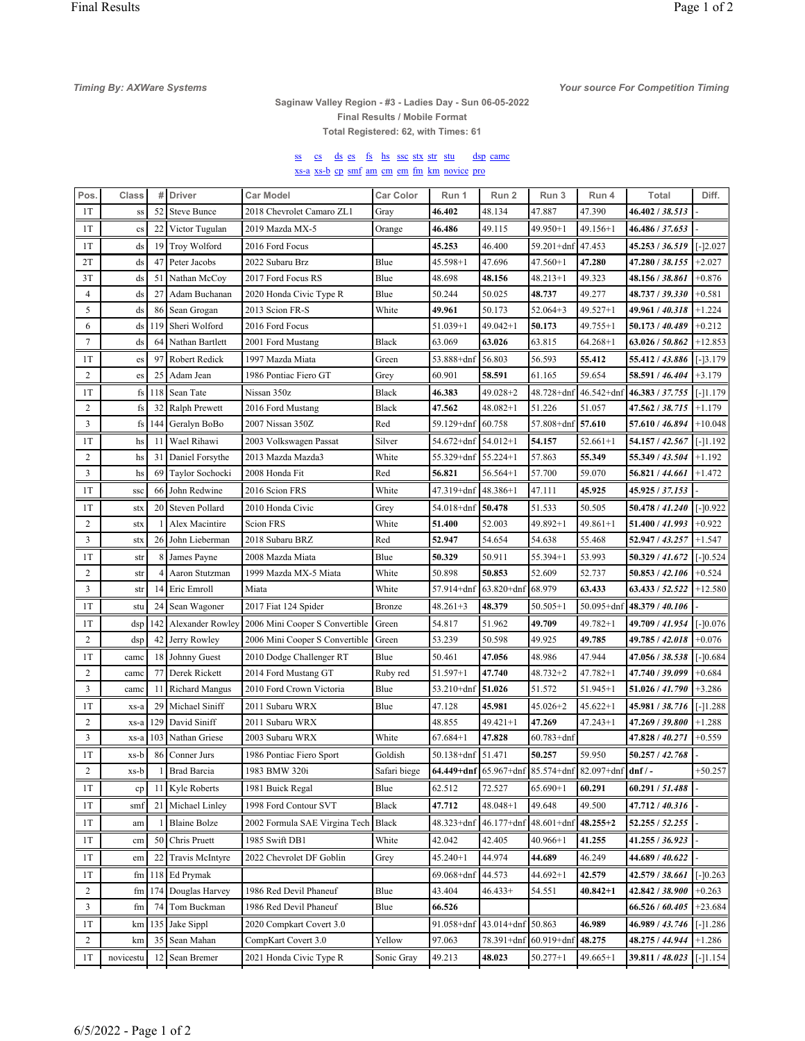*Timing By: AXWare Systems*

*Your source For Competition Timing*

**Saginaw Valley Region - #3 - Ladies Day - Sun 06-05-2022**

**Final Results / Mobile Format**

**Total Registered: 62, with Times: 61**

ss cs ds es fs hs ssc stx str stu dsp camc
xs-a xs-b cp smf am cm em fm km novice pro

| Pos. | Class | # | Driver | Car Model | Car Color | Run 1 | Run 2 | Run 3 | Run 4 | Total | Diff. |
|---|---|---|---|---|---|---|---|---|---|---|---|
| 1T | ss | 52 | Steve Bunce | 2018 Chevrolet Camaro ZL1 | Gray | **46.402** | 48.134 | 47.887 | 47.390 | **46.402** / *38.513* | - |
| 1T | cs | 22 | Victor Tugulan | 2019 Mazda MX-5 | Orange | **46.486** | 49.115 | 49.950+1 | 49.156+1 | **46.486** / *37.653* | - |
| 1T | ds | 19 | Troy Wolford | 2016 Ford Focus | | **45.253** | 46.400 | 59.201+dnf | 47.453 | **45.253** / *36.519* | [-]2.027 |
| 2T | ds | 47 | Peter Jacobs | 2022 Subaru Brz | Blue | 45.598+1 | 47.696 | 47.560+1 | **47.280** | **47.280** / *38.155* | +2.027 |
| 3T | ds | 51 | Nathan McCoy | 2017 Ford Focus RS | Blue | 48.698 | **48.156** | 48.213+1 | 49.323 | **48.156** / *38.861* | +0.876 |
| 4 | ds | 27 | Adam Buchanan | 2020 Honda Civic Type R | Blue | 50.244 | 50.025 | **48.737** | 49.277 | **48.737** / *39.330* | +0.581 |
| 5 | ds | 86 | Sean Grogan | 2013 Scion FR-S | White | **49.961** | 50.173 | 52.064+3 | 49.527+1 | **49.961** / *40.318* | +1.224 |
| 6 | ds | 119 | Sheri Wolford | 2016 Ford Focus | | 51.039+1 | 49.042+1 | **50.173** | 49.755+1 | **50.173** / *40.489* | +0.212 |
| 7 | ds | 64 | Nathan Bartlett | 2001 Ford Mustang | Black | 63.069 | **63.026** | 63.815 | 64.268+1 | **63.026** / *50.862* | +12.853 |
| 1T | es | 97 | Robert Redick | 1997 Mazda Miata | Green | 53.888+dnf | 56.803 | 56.593 | **55.412** | **55.412** / *43.886* | [-]3.179 |
| 2 | es | 25 | Adam Jean | 1986 Pontiac Fiero GT | Grey | 60.901 | **58.591** | 61.165 | 59.654 | **58.591** / *46.404* | +3.179 |
| 1T | fs | 118 | Sean Tate | Nissan 350z | Black | **46.383** | 49.028+2 | 48.728+dnf | 46.542+dnf | **46.383** / *37.755* | [-]1.179 |
| 2 | fs | 32 | Ralph Prewett | 2016 Ford Mustang | Black | **47.562** | 48.082+1 | 51.226 | 51.057 | **47.562** / *38.715* | +1.179 |
| 3 | fs | 144 | Geralyn BoBo | 2007 Nissan 350Z | Red | 59.129+dnf | 60.758 | 57.808+dnf | **57.610** | **57.610** / *46.894* | +10.048 |
| 1T | hs | 11 | Wael Rihawi | 2003 Volkswagen Passat | Silver | 54.672+dnf | 54.012+1 | **54.157** | 52.661+1 | **54.157** / *42.567* | [-]1.192 |
| 2 | hs | 31 | Daniel Forsythe | 2013 Mazda Mazda3 | White | 55.329+dnf | 55.224+1 | 57.863 | **55.349** | **55.349** / *43.504* | +1.192 |
| 3 | hs | 69 | Taylor Sochocki | 2008 Honda Fit | Red | **56.821** | 56.564+1 | 57.700 | 59.070 | **56.821** / *44.661* | +1.472 |
| 1T | ssc | 66 | John Redwine | 2016 Scion FRS | White | 47.319+dnf | 48.386+1 | 47.111 | **45.925** | **45.925** / *37.153* | - |
| 1T | stx | 20 | Steven Pollard | 2010 Honda Civic | Grey | 54.018+dnf | **50.478** | 51.533 | 50.505 | **50.478** / *41.240* | [-]0.922 |
| 2 | stx | 1 | Alex Macintire | Scion FRS | White | **51.400** | 52.003 | 49.892+1 | 49.861+1 | **51.400** / *41.993* | +0.922 |
| 3 | stx | 26 | John Lieberman | 2018 Subaru BRZ | Red | **52.947** | 54.654 | 54.638 | 55.468 | **52.947** / *43.257* | +1.547 |
| 1T | str | 8 | James Payne | 2008 Mazda Miata | Blue | **50.329** | 50.911 | 55.394+1 | 53.993 | **50.329** / *41.672* | [-]0.524 |
| 2 | str | 4 | Aaron Stutzman | 1999 Mazda MX-5 Miata | White | 50.898 | **50.853** | 52.609 | 52.737 | **50.853** / *42.106* | +0.524 |
| 3 | str | 14 | Eric Emroll | Miata | White | 57.914+dnf | 63.820+dnf | 68.979 | **63.433** | **63.433** / *52.522* | +12.580 |
| 1T | stu | 24 | Sean Wagoner | 2017 Fiat 124 Spider | Bronze | 48.261+3 | **48.379** | 50.505+1 | 50.095+dnf | **48.379** / *40.106* | - |
| 1T | dsp | 142 | Alexander Rowley | 2006 Mini Cooper S Convertible | Green | 54.817 | 51.962 | **49.709** | 49.782+1 | **49.709** / *41.954* | [-]0.076 |
| 2 | dsp | 42 | Jerry Rowley | 2006 Mini Cooper S Convertible | Green | 53.239 | 50.598 | 49.925 | **49.785** | **49.785** / *42.018* | +0.076 |
| 1T | camc | 18 | Johnny Guest | 2010 Dodge Challenger RT | Blue | 50.461 | **47.056** | 48.986 | 47.944 | **47.056** / *38.538* | [-]0.684 |
| 2 | camc | 77 | Derek Rickett | 2014 Ford Mustang GT | Ruby red | 51.597+1 | **47.740** | 48.732+2 | 47.782+1 | **47.740** / *39.099* | +0.684 |
| 3 | camc | 11 | Richard Mangus | 2010 Ford Crown Victoria | Blue | 53.210+dnf | **51.026** | 51.572 | 51.945+1 | **51.026** / *41.790* | +3.286 |
| 1T | xs-a | 29 | Michael Siniff | 2011 Subaru WRX | Blue | 47.128 | **45.981** | 45.026+2 | 45.622+1 | **45.981** / *38.716* | [-]1.288 |
| 2 | xs-a | 129 | David Siniff | 2011 Subaru WRX | | 48.855 | 49.421+1 | **47.269** | 47.243+1 | **47.269** / *39.800* | +1.288 |
| 3 | xs-a | 103 | Nathan Griese | 2003 Subaru WRX | White | 67.684+1 | **47.828** | 60.783+dnf | | **47.828** / *40.271* | +0.559 |
| 1T | xs-b | 86 | Conner Jurs | 1986 Pontiac Fiero Sport | Goldish | 50.138+dnf | 51.471 | **50.257** | 59.950 | **50.257** / *42.768* | - |
| 2 | xs-b | 1 | Brad Barcia | 1983 BMW 320i | Safari biege | **64.449+dnf** | 65.967+dnf | 85.574+dnf | 82.097+dnf | **dnf** / *-* | +50.257 |
| 1T | cp | 11 | Kyle Roberts | 1981 Buick Regal | Blue | 62.512 | 72.527 | 65.690+1 | **60.291** | **60.291** / *51.488* | - |
| 1T | smf | 21 | Michael Linley | 1998 Ford Contour SVT | Black | **47.712** | 48.048+1 | 49.648 | 49.500 | **47.712** / *40.316* | - |
| 1T | am | 1 | Blaine Bolze | 2002 Formula SAE Virgina Tech | Black | 48.323+dnf | 46.177+dnf | 48.601+dnf | **48.255+2** | **52.255** / *52.255* | - |
| 1T | cm | 50 | Chris Pruett | 1985 Swift DB1 | White | 42.042 | 42.405 | 40.966+1 | **41.255** | **41.255** / *36.923* | - |
| 1T | em | 22 | Travis McIntyre | 2022 Chevrolet DF Goblin | Grey | 45.240+1 | 44.974 | **44.689** | 46.249 | **44.689** / *40.622* | - |
| 1T | fm | 118 | Ed Prymak | | | 69.068+dnf | 44.573 | 44.692+1 | **42.579** | **42.579** / *38.661* | [-]0.263 |
| 2 | fm | 174 | Douglas Harvey | 1986 Red Devil Phaneuf | Blue | 43.404 | 46.433+ | 54.551 | **40.842+1** | **42.842** / *38.900* | +0.263 |
| 3 | fm | 74 | Tom Buckman | 1986 Red Devil Phaneuf | Blue | **66.526** | | | | **66.526** / *60.405* | +23.684 |
| 1T | km | 135 | Jake Sippl | 2020 Compkart Covert 3.0 | | 91.058+dnf | 43.014+dnf | 50.863 | **46.989** | **46.989** / *43.746* | [-]1.286 |
| 2 | km | 35 | Sean Mahan | CompKart Covert 3.0 | Yellow | 97.063 | 78.391+dnf | 60.919+dnf | **48.275** | **48.275** / *44.944* | +1.286 |
| 1T | novicestu | 12 | Sean Bremer | 2021 Honda Civic Type R | Sonic Gray | 49.213 | **48.023** | 50.277+1 | 49.665+1 | **39.811** / *48.023* | [-]1.154 |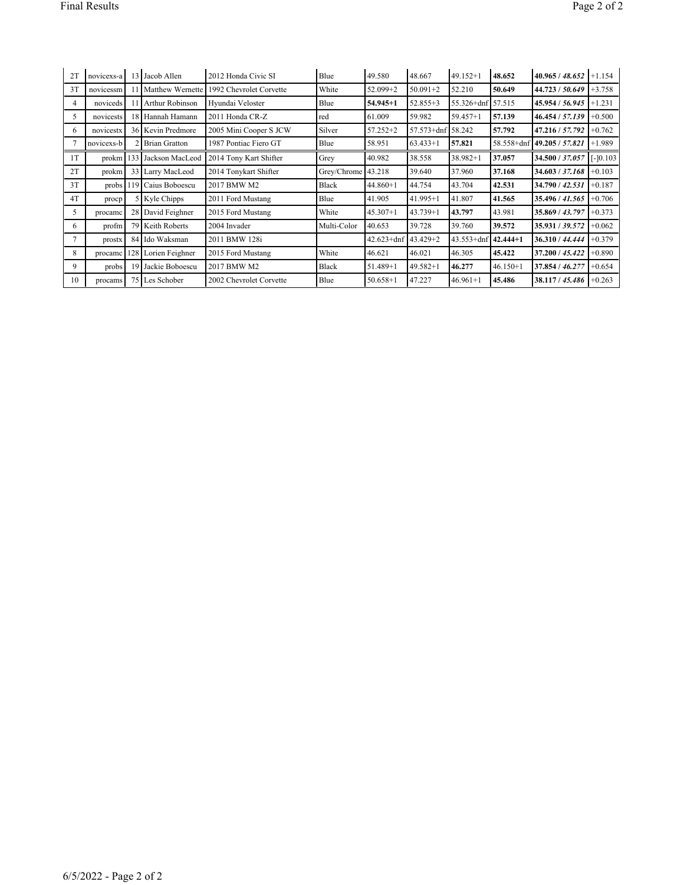| | | | | | | | | | | | |
|---|---|---|---|---|---|---|---|---|---|---|---|
| 2T | novicexs-a | 13 | Jacob Allen | 2012 Honda Civic SI | Blue | 49.580 | 48.667 | 49.152+1 | **48.652** | **40.965** / ***48.652*** | +1.154 |
| 3T | novicessm | 11 | Matthew Wernette | 1992 Chevrolet Corvette | White | 52.099+2 | 50.091+2 | 52.210 | **50.649** | **44.723** / ***50.649*** | +3.758 |
| 4 | noviceds | 11 | Arthur Robinson | Hyundai Veloster | Blue | **54.945+1** | 52.855+3 | 55.326+dnf | 57.515 | **45.954** / ***56.945*** | +1.231 |
| 5 | novicests | 18 | Hannah Hamann | 2011 Honda CR-Z | red | 61.009 | 59.982 | 59.457+1 | **57.139** | **46.454** / ***57.139*** | +0.500 |
| 6 | novicestx | 36 | Kevin Predmore | 2005 Mini Cooper S JCW | Silver | 57.252+2 | 57.573+dnf | 58.242 | **57.792** | **47.216** / ***57.792*** | +0.762 |
| 7 | novicexs-b | 2 | Brian Gratton | 1987 Pontiac Fiero GT | Blue | 58.951 | 63.433+1 | **57.821** | 58.558+dnf | **49.205** / ***57.821*** | +1.989 |
| 1T | prokm | 133 | Jackson MacLeod | 2014 Tony Kart Shifter | Grey | 40.982 | 38.558 | 38.982+1 | **37.057** | **34.500** / ***37.057*** | [-]0.103 |
| 2T | prokm | 33 | Larry MacLeod | 2014 Tonykart Shifter | Grey/Chrome | 43.218 | 39.640 | 37.960 | **37.168** | **34.603** / ***37.168*** | +0.103 |
| 3T | probs | 119 | Caius Boboescu | 2017 BMW M2 | Black | 44.860+1 | 44.754 | 43.704 | **42.531** | **34.790** / ***42.531*** | +0.187 |
| 4T | procp | 5 | Kyle Chipps | 2011 Ford Mustang | Blue | 41.905 | 41.995+1 | 41.807 | **41.565** | **35.496** / ***41.565*** | +0.706 |
| 5 | procamc | 28 | David Feighner | 2015 Ford Mustang | White | 45.307+1 | 43.739+1 | **43.797** | 43.981 | **35.869** / ***43.797*** | +0.373 |
| 6 | profm | 79 | Keith Roberts | 2004 Invader | Multi-Color | 40.653 | 39.728 | 39.760 | **39.572** | **35.931** / ***39.572*** | +0.062 |
| 7 | prostx | 84 | Ido Waksman | 2011 BMW 128i | | 42.623+dnf | 43.429+2 | 43.553+dnf | **42.444+1** | **36.310** / ***44.444*** | +0.379 |
| 8 | procamc | 128 | Lorien Feighner | 2015 Ford Mustang | White | 46.621 | 46.021 | 46.305 | **45.422** | **37.200** / ***45.422*** | +0.890 |
| 9 | probs | 19 | Jackie Boboescu | 2017 BMW M2 | Black | 51.489+1 | 49.582+1 | **46.277** | 46.150+1 | **37.854** / ***46.277*** | +0.654 |
| 10 | procams | 75 | Les Schober | 2002 Chevrolet Corvette | Blue | 50.658+1 | 47.227 | 46.961+1 | **45.486** | **38.117** / ***45.486*** | +0.263 |